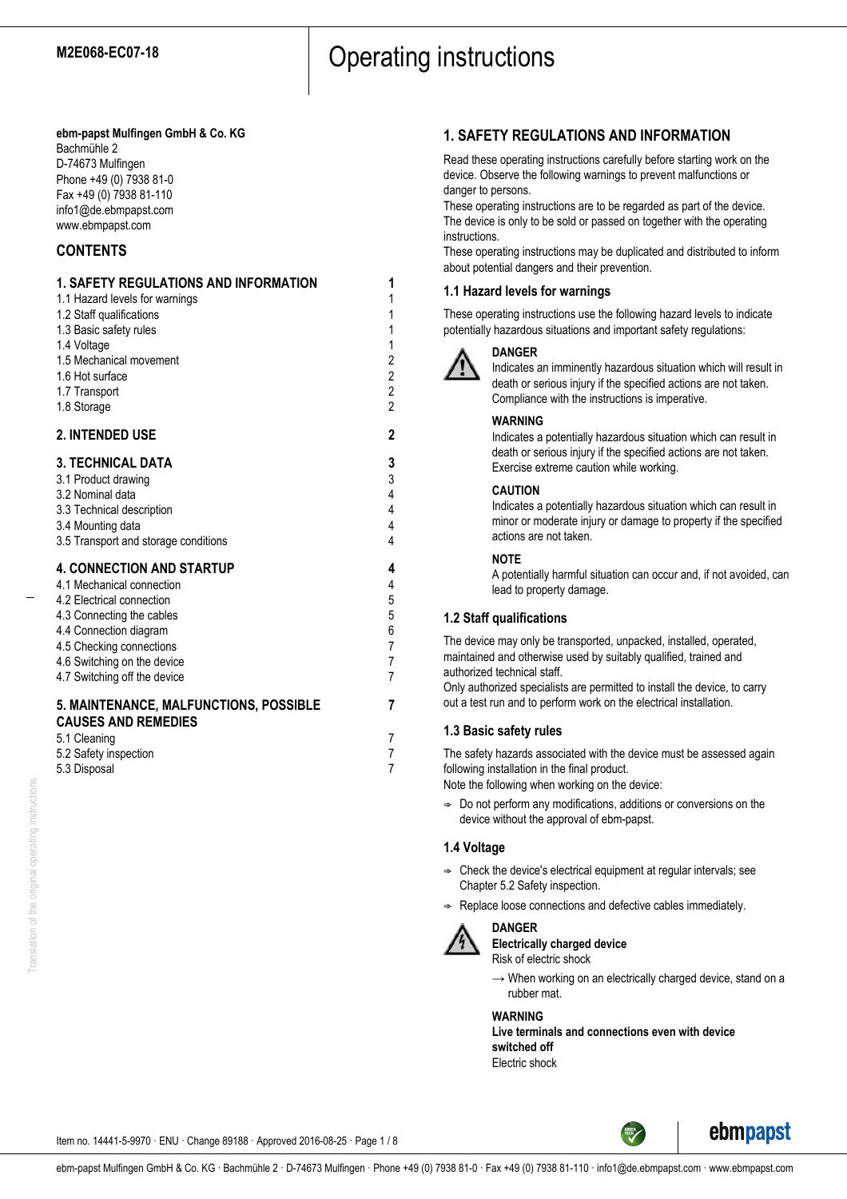M2E068-EC07-18

# Operating instructions

**ebm-papst Mulfingen GmbH & Co. KG**
Bachmühle 2
D-74673 Mulfingen
Phone +49 (0) 7938 81-0
Fax +49 (0) 7938 81-110
info1@de.ebmpapst.com
www.ebmpapst.com

## CONTENTS

| | |
|---|---|
| **1. SAFETY REGULATIONS AND INFORMATION** | **1** |
| 1.1 Hazard levels for warnings | 1 |
| 1.2 Staff qualifications | 1 |
| 1.3 Basic safety rules | 1 |
| 1.4 Voltage | 1 |
| 1.5 Mechanical movement | 2 |
| 1.6 Hot surface | 2 |
| 1.7 Transport | 2 |
| 1.8 Storage | 2 |
| **2. INTENDED USE** | **2** |
| **3. TECHNICAL DATA** | **3** |
| 3.1 Product drawing | 3 |
| 3.2 Nominal data | 4 |
| 3.3 Technical description | 4 |
| 3.4 Mounting data | 4 |
| 3.5 Transport and storage conditions | 4 |
| **4. CONNECTION AND STARTUP** | **4** |
| 4.1 Mechanical connection | 4 |
| 4.2 Electrical connection | 5 |
| 4.3 Connecting the cables | 5 |
| 4.4 Connection diagram | 6 |
| 4.5 Checking connections | 7 |
| 4.6 Switching on the device | 7 |
| 4.7 Switching off the device | 7 |
| **5. MAINTENANCE, MALFUNCTIONS, POSSIBLE CAUSES AND REMEDIES** | **7** |
| 5.1 Cleaning | 7 |
| 5.2 Safety inspection | 7 |
| 5.3 Disposal | 7 |

## 1. SAFETY REGULATIONS AND INFORMATION

Read these operating instructions carefully before starting work on the device. Observe the following warnings to prevent malfunctions or danger to persons.
These operating instructions are to be regarded as part of the device. The device is only to be sold or passed on together with the operating instructions.
These operating instructions may be duplicated and distributed to inform about potential dangers and their prevention.

### 1.1 Hazard levels for warnings

These operating instructions use the following hazard levels to indicate potentially hazardous situations and important safety regulations:

**DANGER**
Indicates an imminently hazardous situation which will result in death or serious injury if the specified actions are not taken. Compliance with the instructions is imperative.

**WARNING**
Indicates a potentially hazardous situation which can result in death or serious injury if the specified actions are not taken. Exercise extreme caution while working.

**CAUTION**
Indicates a potentially hazardous situation which can result in minor or moderate injury or damage to property if the specified actions are not taken.

**NOTE**
A potentially harmful situation can occur and, if not avoided, can lead to property damage.

### 1.2 Staff qualifications

The device may only be transported, unpacked, installed, operated, maintained and otherwise used by suitably qualified, trained and authorized technical staff.
Only authorized specialists are permitted to install the device, to carry out a test run and to perform work on the electrical installation.

### 1.3 Basic safety rules

The safety hazards associated with the device must be assessed again following installation in the final product.
Note the following when working on the device:

- Do not perform any modifications, additions or conversions on the device without the approval of ebm-papst.

### 1.4 Voltage

- Check the device's electrical equipment at regular intervals; see Chapter 5.2 Safety inspection.
- Replace loose connections and defective cables immediately.

**DANGER**
**Electrically charged device**
Risk of electric shock

→ When working on an electrically charged device, stand on a rubber mat.

**WARNING**
**Live terminals and connections even with device switched off**
Electric shock

Item no. 14441-5-9970 · ENU · Change 89188 · Approved 2016-08-25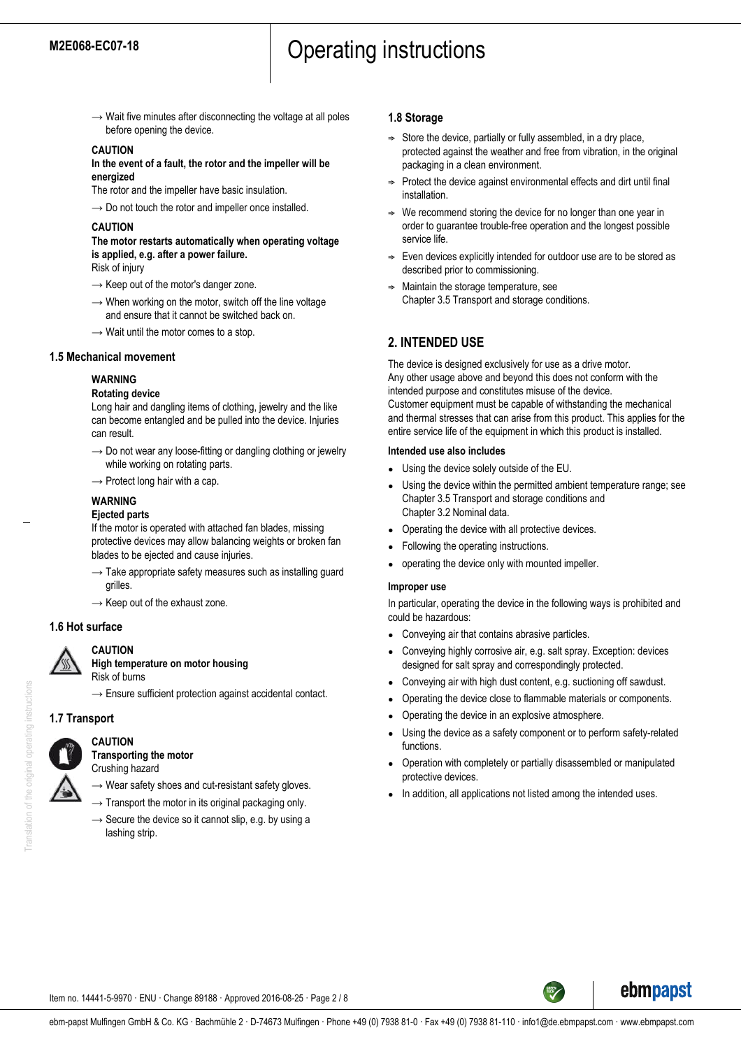→ Wait five minutes after disconnecting the voltage at all poles before opening the device.

**CAUTION**
**In the event of a fault, the rotor and the impeller will be energized**
The rotor and the impeller have basic insulation.

→ Do not touch the rotor and impeller once installed.

**CAUTION**
**The motor restarts automatically when operating voltage is applied, e.g. after a power failure.**
Risk of injury

→ Keep out of the motor's danger zone.

→ When working on the motor, switch off the line voltage and ensure that it cannot be switched back on.

→ Wait until the motor comes to a stop.

### 1.5 Mechanical movement

**WARNING**
**Rotating device**
Long hair and dangling items of clothing, jewelry and the like can become entangled and be pulled into the device. Injuries can result.

→ Do not wear any loose-fitting or dangling clothing or jewelry while working on rotating parts.

→ Protect long hair with a cap.

**WARNING**
**Ejected parts**
If the motor is operated with attached fan blades, missing protective devices may allow balancing weights or broken fan blades to be ejected and cause injuries.

→ Take appropriate safety measures such as installing guard grilles.

→ Keep out of the exhaust zone.

### 1.6 Hot surface

**CAUTION**
**High temperature on motor housing**
Risk of burns

→ Ensure sufficient protection against accidental contact.

### 1.7 Transport

**CAUTION**
**Transporting the motor**
Crushing hazard

→ Wear safety shoes and cut-resistant safety gloves.

→ Transport the motor in its original packaging only.

→ Secure the device so it cannot slip, e.g. by using a lashing strip.

### 1.8 Storage

⇒ Store the device, partially or fully assembled, in a dry place, protected against the weather and free from vibration, in the original packaging in a clean environment.

⇒ Protect the device against environmental effects and dirt until final installation.

⇒ We recommend storing the device for no longer than one year in order to guarantee trouble-free operation and the longest possible service life.

⇒ Even devices explicitly intended for outdoor use are to be stored as described prior to commissioning.

⇒ Maintain the storage temperature, see Chapter 3.5 Transport and storage conditions.

## 2. INTENDED USE

The device is designed exclusively for use as a drive motor.
Any other usage above and beyond this does not conform with the intended purpose and constitutes misuse of the device.
Customer equipment must be capable of withstanding the mechanical and thermal stresses that can arise from this product. This applies for the entire service life of the equipment in which this product is installed.

**Intended use also includes**

- Using the device solely outside of the EU.
- Using the device within the permitted ambient temperature range; see Chapter 3.5 Transport and storage conditions and Chapter 3.2 Nominal data.
- Operating the device with all protective devices.
- Following the operating instructions.
- operating the device only with mounted impeller.

**Improper use**

In particular, operating the device in the following ways is prohibited and could be hazardous:

- Conveying air that contains abrasive particles.
- Conveying highly corrosive air, e.g. salt spray. Exception: devices designed for salt spray and correspondingly protected.
- Conveying air with high dust content, e.g. suctioning off sawdust.
- Operating the device close to flammable materials or components.
- Operating the device in an explosive atmosphere.
- Using the device as a safety component or to perform safety-related functions.
- Operation with completely or partially disassembled or manipulated protective devices.
- In addition, all applications not listed among the intended uses.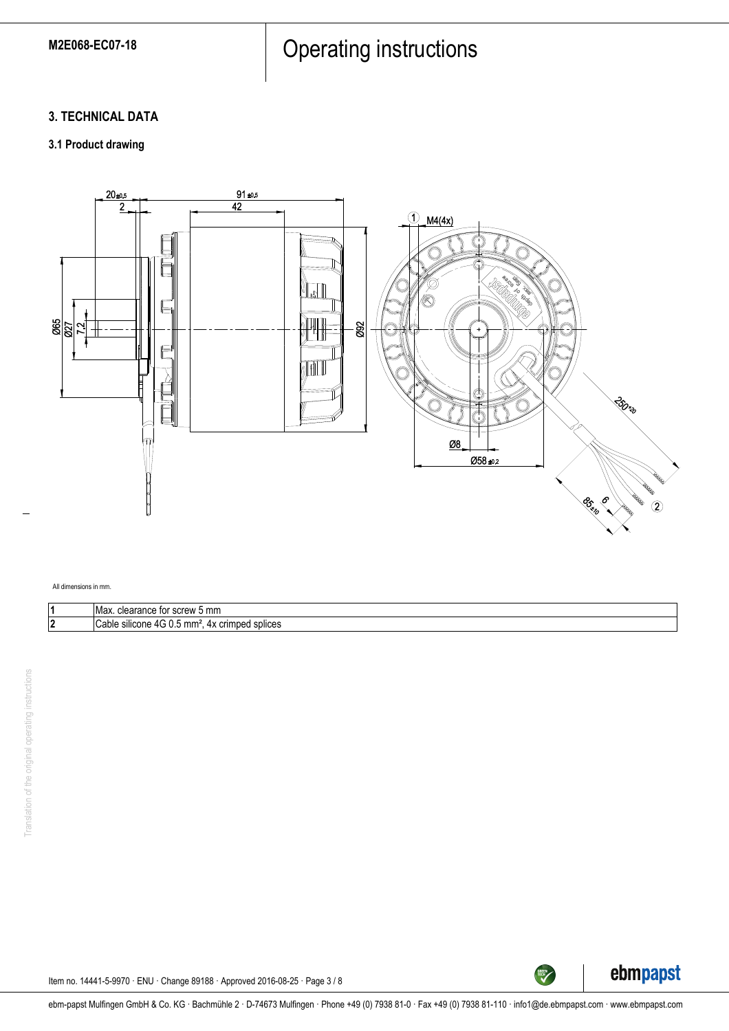## 3. TECHNICAL DATA

### 3.1 Product drawing

All dimensions in mm.

| | |
|---|---|
| 1 | Max. clearance for screw 5 mm |
| 2 | Cable silicone 4G 0.5 mm², 4x crimped splices |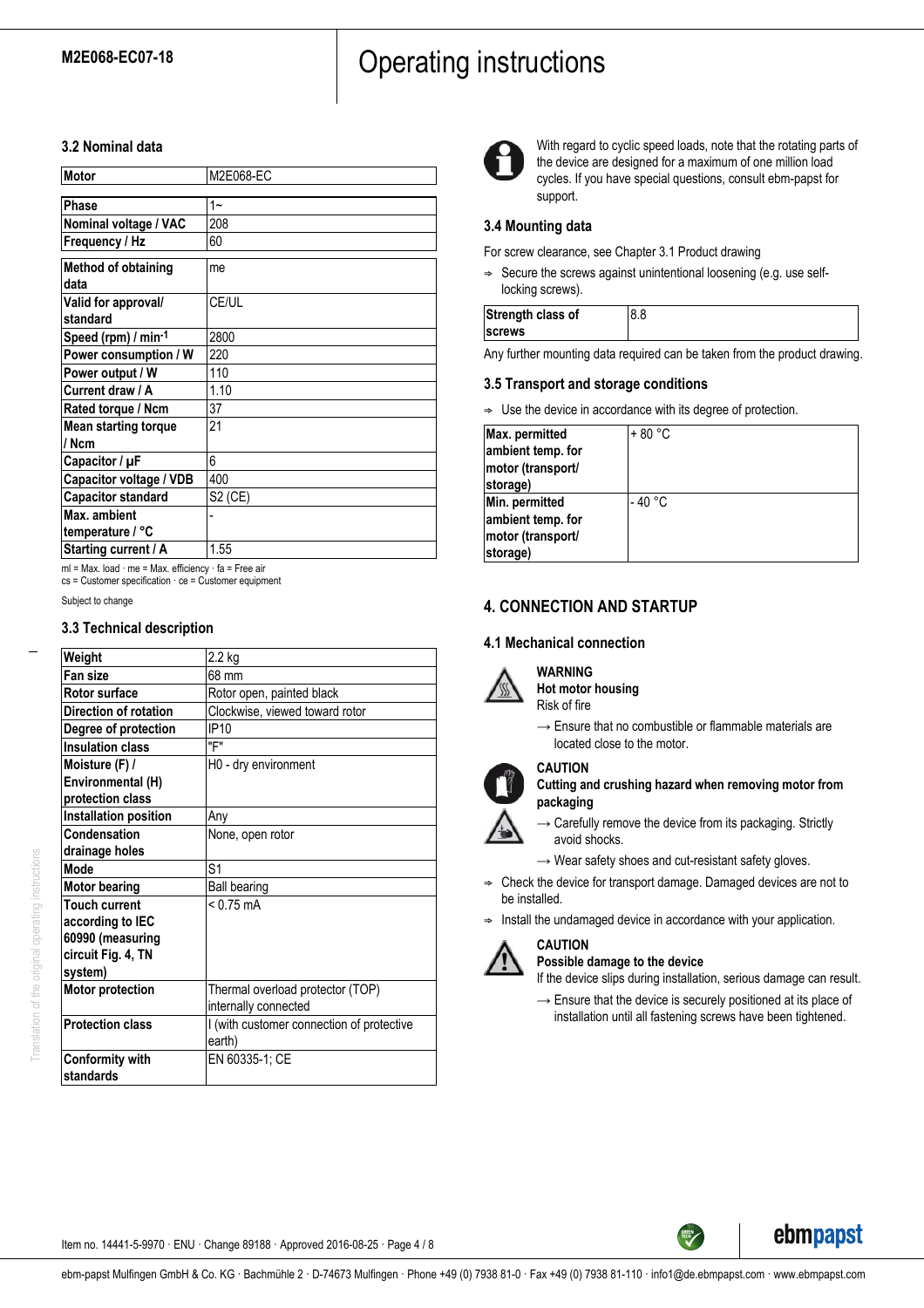### 3.2 Nominal data

| Motor | M2E068-EC |
|---|---|
| Phase | 1~ |
| Nominal voltage / VAC | 208 |
| Frequency / Hz | 60 |
| Method of obtaining data | me |
| Valid for approval/ standard | CE/UL |
| Speed (rpm) / min$^{-1}$ | 2800 |
| Power consumption / W | 220 |
| Power output / W | 110 |
| Current draw / A | 1.10 |
| Rated torque / Ncm | 37 |
| Mean starting torque / Ncm | 21 |
| Capacitor / µF | 6 |
| Capacitor voltage / VDB | 400 |
| Capacitor standard | S2 (CE) |
| Max. ambient temperature / °C | - |
| Starting current / A | 1.55 |

ml = Max. load · me = Max. efficiency · fa = Free air
cs = Customer specification · ce = Customer equipment

Subject to change

### 3.3 Technical description

| Weight | 2.2 kg |
|---|---|
| Fan size | 68 mm |
| Rotor surface | Rotor open, painted black |
| Direction of rotation | Clockwise, viewed toward rotor |
| Degree of protection | IP10 |
| Insulation class | "F" |
| Moisture (F) / Environmental (H) protection class | H0 - dry environment |
| Installation position | Any |
| Condensation drainage holes | None, open rotor |
| Mode | S1 |
| Motor bearing | Ball bearing |
| Touch current according to IEC 60990 (measuring circuit Fig. 4, TN system) | < 0.75 mA |
| Motor protection | Thermal overload protector (TOP) internally connected |
| Protection class | I (with customer connection of protective earth) |
| Conformity with standards | EN 60335-1; CE |

With regard to cyclic speed loads, note that the rotating parts of the device are designed for a maximum of one million load cycles. If you have special questions, consult ebm-papst for support.

### 3.4 Mounting data

For screw clearance, see Chapter 3.1 Product drawing

⇒ Secure the screws against unintentional loosening (e.g. use self-locking screws).

| Strength class of screws | 8.8 |
|---|---|

Any further mounting data required can be taken from the product drawing.

### 3.5 Transport and storage conditions

⇒ Use the device in accordance with its degree of protection.

| Max. permitted ambient temp. for motor (transport/ storage) | + 80 °C |
|---|---|
| Min. permitted ambient temp. for motor (transport/ storage) | - 40 °C |

## 4. CONNECTION AND STARTUP

### 4.1 Mechanical connection

**WARNING**
**Hot motor housing**
Risk of fire

→ Ensure that no combustible or flammable materials are located close to the motor.

**CAUTION**
**Cutting and crushing hazard when removing motor from packaging**

→ Carefully remove the device from its packaging. Strictly avoid shocks.

→ Wear safety shoes and cut-resistant safety gloves.

⇒ Check the device for transport damage. Damaged devices are not to be installed.

⇒ Install the undamaged device in accordance with your application.

**CAUTION**
**Possible damage to the device**
If the device slips during installation, serious damage can result.

→ Ensure that the device is securely positioned at its place of installation until all fastening screws have been tightened.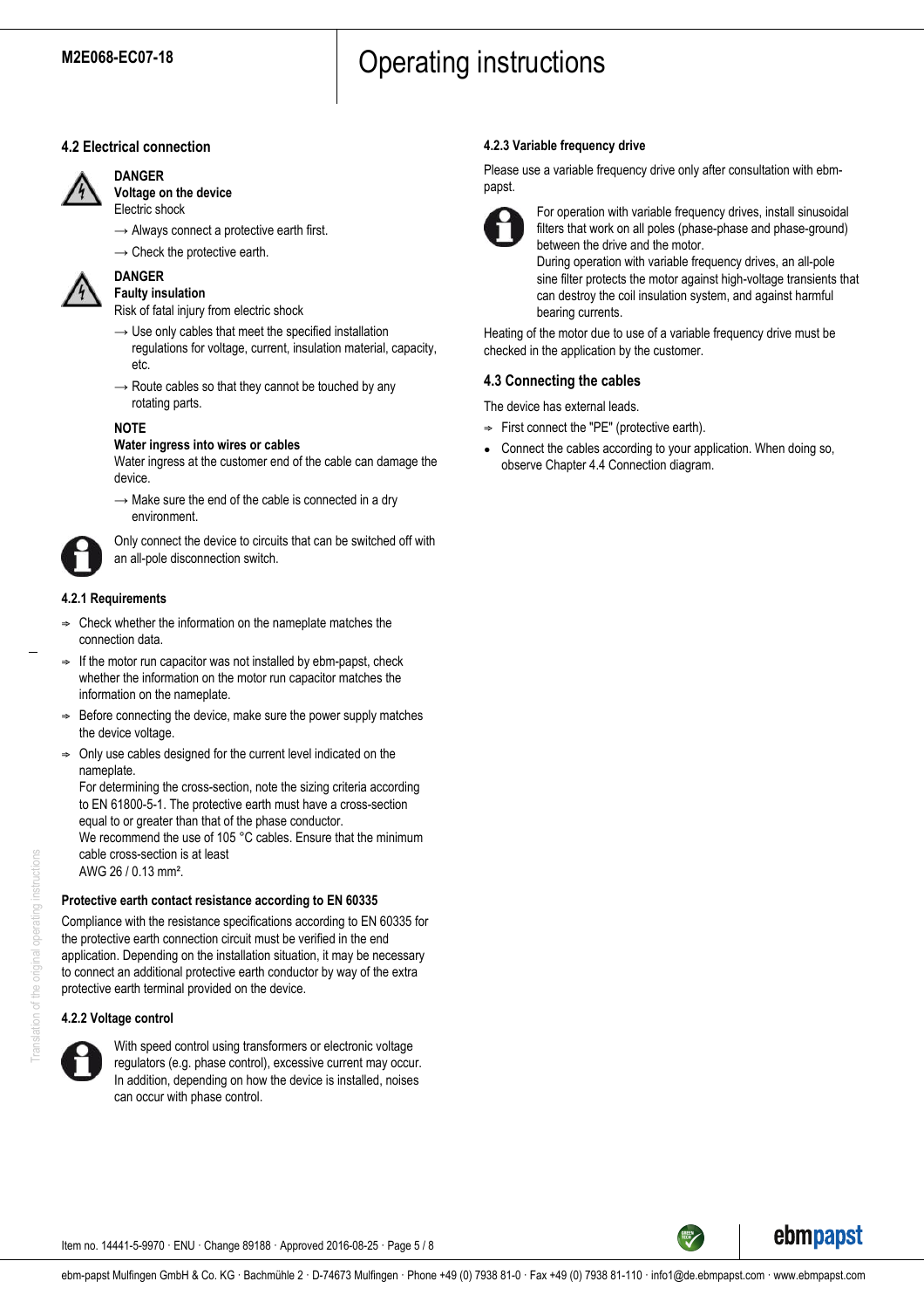## 4.2 Electrical connection

**DANGER**
**Voltage on the device**
Electric shock

→ Always connect a protective earth first.

→ Check the protective earth.

**DANGER**
**Faulty insulation**
Risk of fatal injury from electric shock

→ Use only cables that meet the specified installation regulations for voltage, current, insulation material, capacity, etc.

→ Route cables so that they cannot be touched by any rotating parts.

**NOTE**
**Water ingress into wires or cables**
Water ingress at the customer end of the cable can damage the device.

→ Make sure the end of the cable is connected in a dry environment.

Only connect the device to circuits that can be switched off with an all-pole disconnection switch.

### 4.2.1 Requirements

- ⇒ Check whether the information on the nameplate matches the connection data.
- ⇒ If the motor run capacitor was not installed by ebm-papst, check whether the information on the motor run capacitor matches the information on the nameplate.
- ⇒ Before connecting the device, make sure the power supply matches the device voltage.
- ⇒ Only use cables designed for the current level indicated on the nameplate.
  For determining the cross-section, note the sizing criteria according to EN 61800-5-1. The protective earth must have a cross-section equal to or greater than that of the phase conductor.
  We recommend the use of 105 °C cables. Ensure that the minimum cable cross-section is at least
  AWG 26 / 0.13 mm².

#### Protective earth contact resistance according to EN 60335

Compliance with the resistance specifications according to EN 60335 for the protective earth connection circuit must be verified in the end application. Depending on the installation situation, it may be necessary to connect an additional protective earth conductor by way of the extra protective earth terminal provided on the device.

### 4.2.2 Voltage control

With speed control using transformers or electronic voltage regulators (e.g. phase control), excessive current may occur. In addition, depending on how the device is installed, noises can occur with phase control.

### 4.2.3 Variable frequency drive

Please use a variable frequency drive only after consultation with ebm-papst.

For operation with variable frequency drives, install sinusoidal filters that work on all poles (phase-phase and phase-ground) between the drive and the motor.
During operation with variable frequency drives, an all-pole sine filter protects the motor against high-voltage transients that can destroy the coil insulation system, and against harmful bearing currents.

Heating of the motor due to use of a variable frequency drive must be checked in the application by the customer.

## 4.3 Connecting the cables

The device has external leads.

- ⇒ First connect the "PE" (protective earth).
- Connect the cables according to your application. When doing so, observe Chapter 4.4 Connection diagram.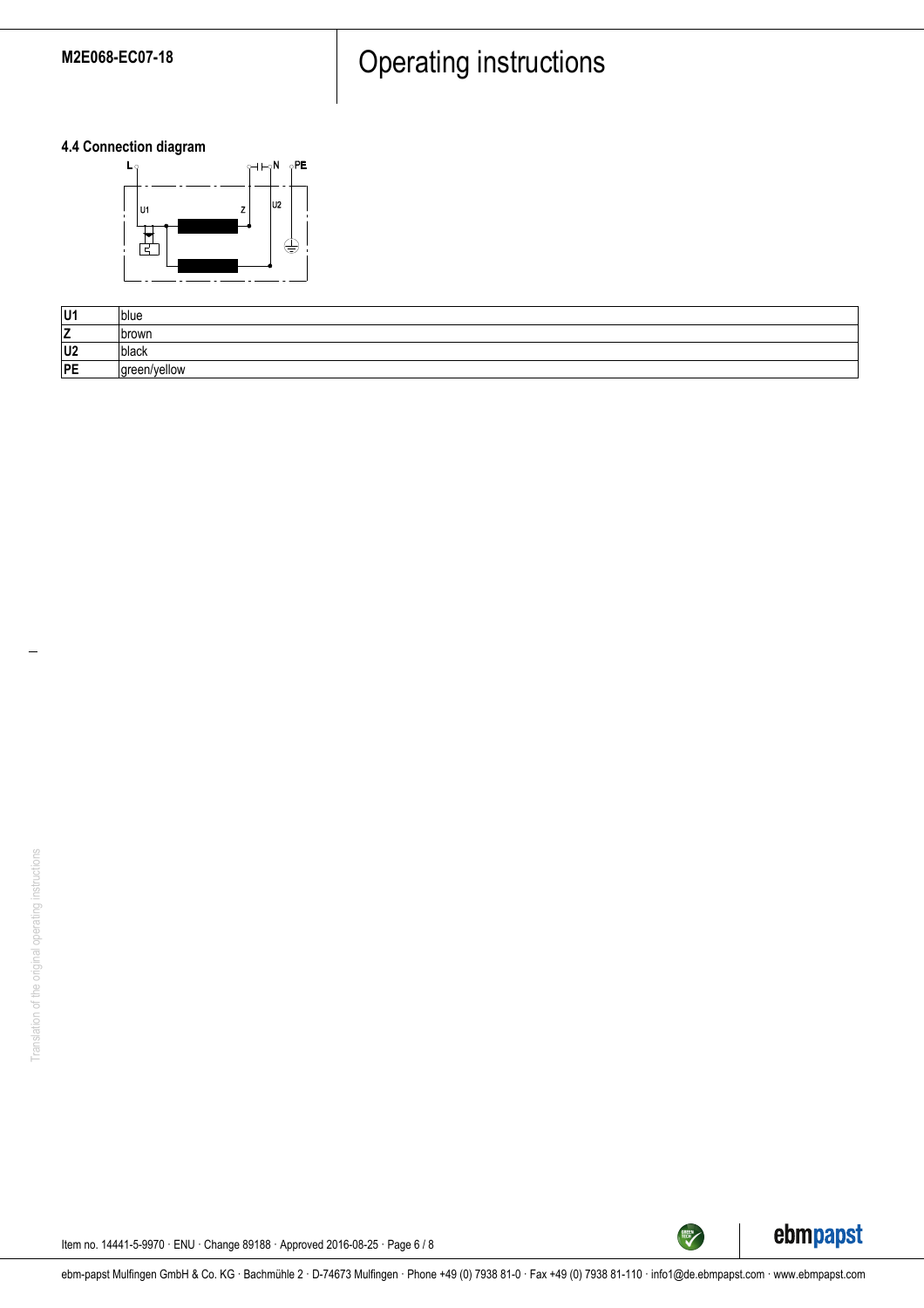### 4.4 Connection diagram

| U1 | blue |
|---|---|
| Z | brown |
| U2 | black |
| PE | green/yellow |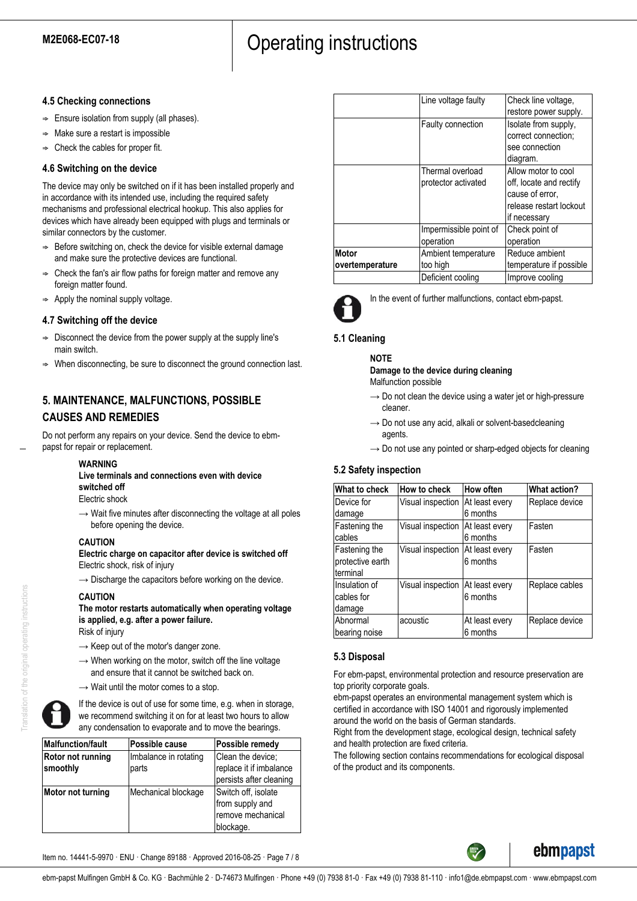### 4.5 Checking connections

- ⇒ Ensure isolation from supply (all phases).
- ⇒ Make sure a restart is impossible
- ⇒ Check the cables for proper fit.

### 4.6 Switching on the device

The device may only be switched on if it has been installed properly and in accordance with its intended use, including the required safety mechanisms and professional electrical hookup. This also applies for devices which have already been equipped with plugs and terminals or similar connectors by the customer.

- ⇒ Before switching on, check the device for visible external damage and make sure the protective devices are functional.
- ⇒ Check the fan's air flow paths for foreign matter and remove any foreign matter found.
- ⇒ Apply the nominal supply voltage.

### 4.7 Switching off the device

- ⇒ Disconnect the device from the power supply at the supply line's main switch.
- ⇒ When disconnecting, be sure to disconnect the ground connection last.

## 5. MAINTENANCE, MALFUNCTIONS, POSSIBLE CAUSES AND REMEDIES

Do not perform any repairs on your device. Send the device to ebm-papst for repair or replacement.

**WARNING**
**Live terminals and connections even with device switched off**
Electric shock

→ Wait five minutes after disconnecting the voltage at all poles before opening the device.

**CAUTION**
**Electric charge on capacitor after device is switched off**
Electric shock, risk of injury

→ Discharge the capacitors before working on the device.

**CAUTION**
**The motor restarts automatically when operating voltage is applied, e.g. after a power failure.**
Risk of injury

→ Keep out of the motor's danger zone.

→ When working on the motor, switch off the line voltage and ensure that it cannot be switched back on.

→ Wait until the motor comes to a stop.

If the device is out of use for some time, e.g. when in storage, we recommend switching it on for at least two hours to allow any condensation to evaporate and to move the bearings.

| Malfunction/fault | Possible cause | Possible remedy |
|---|---|---|
| **Rotor not running smoothly** | Imbalance in rotating parts | Clean the device; replace it if imbalance persists after cleaning |
| **Motor not turning** | Mechanical blockage | Switch off, isolate from supply and remove mechanical blockage. |
| | Line voltage faulty | Check line voltage, restore power supply. |
| | Faulty connection | Isolate from supply, correct connection; see connection diagram. |
| | Thermal overload protector activated | Allow motor to cool off, locate and rectify cause of error, release restart lockout if necessary |
| | Impermissible point of operation | Check point of operation |
| **Motor overtemperature** | Ambient temperature too high | Reduce ambient temperature if possible |
| | Deficient cooling | Improve cooling |

In the event of further malfunctions, contact ebm-papst.

### 5.1 Cleaning

**NOTE**
**Damage to the device during cleaning**
Malfunction possible

→ Do not clean the device using a water jet or high-pressure cleaner.

→ Do not use any acid, alkali or solvent-basedcleaning agents.

→ Do not use any pointed or sharp-edged objects for cleaning

### 5.2 Safety inspection

| What to check | How to check | How often | What action? |
|---|---|---|---|
| Device for damage | Visual inspection | At least every 6 months | Replace device |
| Fastening the cables | Visual inspection | At least every 6 months | Fasten |
| Fastening the protective earth terminal | Visual inspection | At least every 6 months | Fasten |
| Insulation of cables for damage | Visual inspection | At least every 6 months | Replace cables |
| Abnormal bearing noise | acoustic | At least every 6 months | Replace device |

### 5.3 Disposal

For ebm-papst, environmental protection and resource preservation are top priority corporate goals.
ebm-papst operates an environmental management system which is certified in accordance with ISO 14001 and rigorously implemented around the world on the basis of German standards.
Right from the development stage, ecological design, technical safety and health protection are fixed criteria.
The following section contains recommendations for ecological disposal of the product and its components.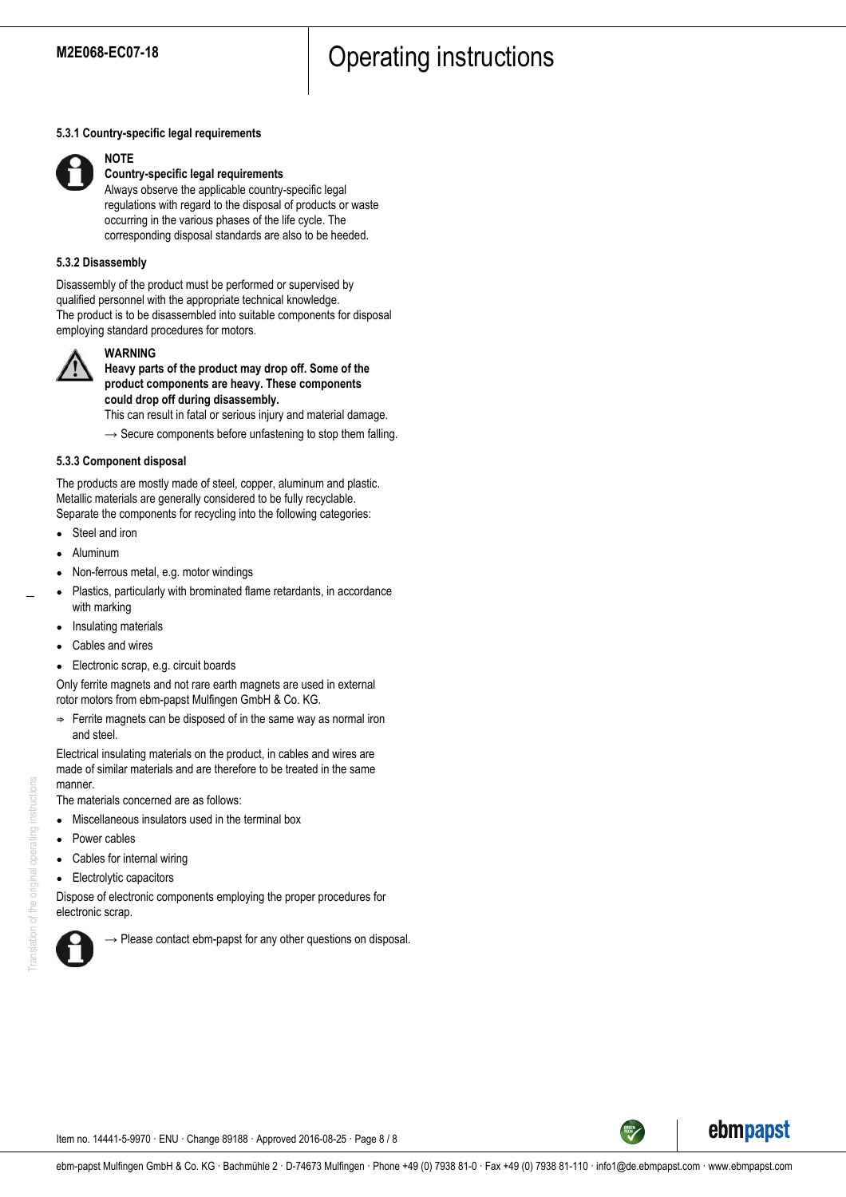### 5.3.1 Country-specific legal requirements

**NOTE**

**Country-specific legal requirements**

Always observe the applicable country-specific legal regulations with regard to the disposal of products or waste occurring in the various phases of the life cycle. The corresponding disposal standards are also to be heeded.

### 5.3.2 Disassembly

Disassembly of the product must be performed or supervised by qualified personnel with the appropriate technical knowledge.
The product is to be disassembled into suitable components for disposal employing standard procedures for motors.

**WARNING**

**Heavy parts of the product may drop off. Some of the product components are heavy. These components could drop off during disassembly.**

This can result in fatal or serious injury and material damage.

→ Secure components before unfastening to stop them falling.

### 5.3.3 Component disposal

The products are mostly made of steel, copper, aluminum and plastic. Metallic materials are generally considered to be fully recyclable. Separate the components for recycling into the following categories:

- Steel and iron
- Aluminum
- Non-ferrous metal, e.g. motor windings
- Plastics, particularly with brominated flame retardants, in accordance with marking
- Insulating materials
- Cables and wires
- Electronic scrap, e.g. circuit boards

Only ferrite magnets and not rare earth magnets are used in external rotor motors from ebm-papst Mulfingen GmbH & Co. KG.

⇒ Ferrite magnets can be disposed of in the same way as normal iron and steel.

Electrical insulating materials on the product, in cables and wires are made of similar materials and are therefore to be treated in the same manner.
The materials concerned are as follows:

- Miscellaneous insulators used in the terminal box
- Power cables
- Cables for internal wiring
- Electrolytic capacitors

Dispose of electronic components employing the proper procedures for electronic scrap.

→ Please contact ebm-papst for any other questions on disposal.